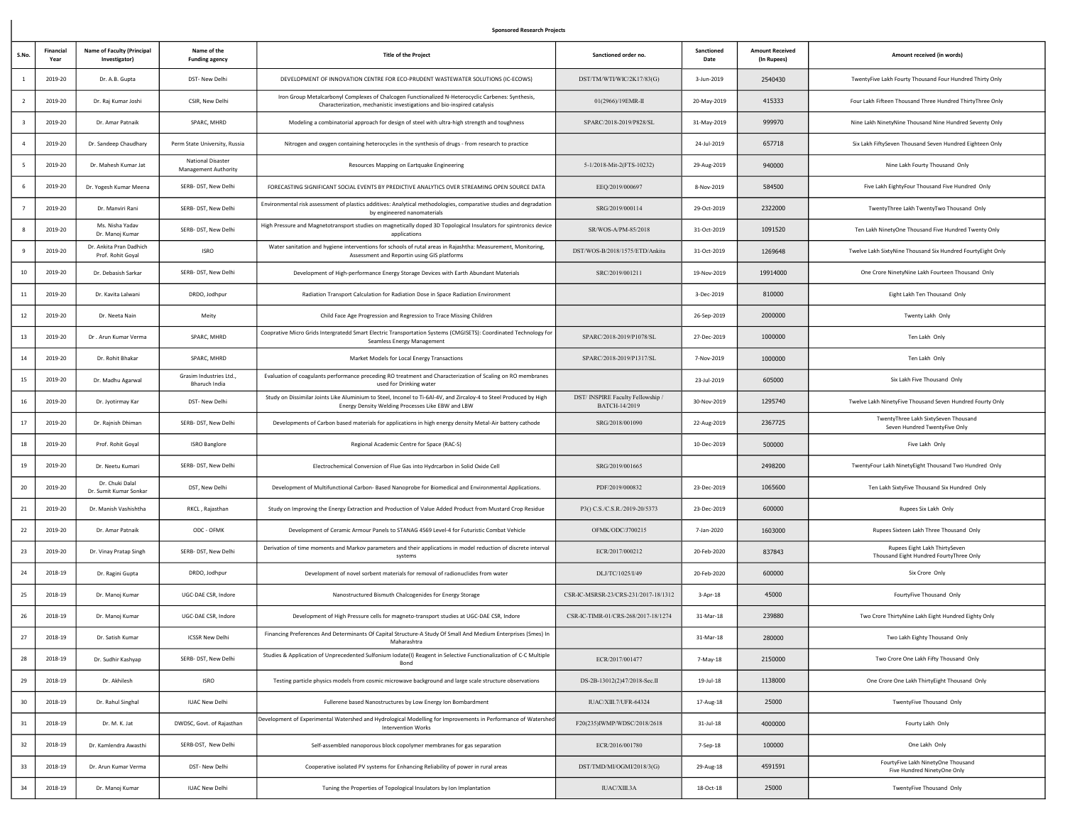# Sponsored Research Projects

| S.No. | Financial Year | Name of Faculty (Principal Investigator) | Name of the Funding agency | Title of the Project | Sanctioned order no. | Sanctioned Date | Amount Received (In Rupees) | Amount received (in words) |
|---|---|---|---|---|---|---|---|---|
| 1 | 2019-20 | Dr. A.B. Gupta | DST- New Delhi | DEVELOPMENT OF INNOVATION CENTRE FOR ECO-PRUDENT WASTEWATER SOLUTIONS (IC-ECOWS) | DST/TM/WTI/WIC/2K17/83(G) | 3-Jun-2019 | 2540430 | TwentyFive Lakh Fourty Thousand Four Hundred Thirty Only |
| 2 | 2019-20 | Dr. Raj Kumar Joshi | CSIR, New Delhi | Iron Group Metalcarbonyl Complexes of Chalcogen Functionalized N-Heterocyclic Carbenes: Synthesis, Characterization, mechanistic investigations and bio-inspired catalysis | 01(2966)/19EMR-II | 20-May-2019 | 415333 | Four Lakh Fifteen Thousand Three Hundred ThirtyThree Only |
| 3 | 2019-20 | Dr. Amar Patnaik | SPARC, MHRD | Modeling a combinatorial approach for design of steel with ultra-high strength and toughness | SPARC/2018-2019/P828/SL | 31-May-2019 | 999970 | Nine Lakh NinetyNine Thousand Nine Hundred Seventy Only |
| 4 | 2019-20 | Dr. Sandeep Chaudhary | Perm State University, Russia | Nitrogen and oxygen containing heterocycles in the synthesis of drugs - from research to practice | | 24-Jul-2019 | 657718 | Six Lakh FiftySeven Thousand Seven Hundred Eighteen Only |
| 5 | 2019-20 | Dr. Mahesh Kumar Jat | National Disaster Management Authority | Resources Mapping on Eartquake Engineering | 5-1/2018-Mit-2(FTS-10232) | 29-Aug-2019 | 940000 | Nine Lakh Fourty Thousand Only |
| 6 | 2019-20 | Dr. Yogesh Kumar Meena | SERB- DST, New Delhi | FORECASTING SIGNIFICANT SOCIAL EVENTS BY PREDICTIVE ANALYTICS OVER STREAMING OPEN SOURCE DATA | EEQ/2019/000697 | 8-Nov-2019 | 584500 | Five Lakh EightyFour Thousand Five Hundred Only |
| 7 | 2019-20 | Dr. Manviri Rani | SERB- DST, New Delhi | Environmental risk assessment of plastics additives: Analytical methodologies, comparative studies and degradation by engineered nanomaterials | SRG/2019/000114 | 29-Oct-2019 | 2322000 | TwentyThree Lakh TwentyTwo Thousand Only |
| 8 | 2019-20 | Ms. Nisha Yadav<br>Dr. Manoj Kumar | SERB- DST, New Delhi | High Pressure and Magnetotransport studies on magnetically doped 3D Topological Insulators for spintronics device applications | SR/WOS-A/PM-85/2018 | 31-Oct-2019 | 1091520 | Ten Lakh NinetyOne Thousand Five Hundred Twenty Only |
| 9 | 2019-20 | Dr. Ankita Pran Dadhich<br>Prof. Rohit Goyal | ISRO | Water sanitation and hygiene interventions for schools of rural areas in Rajashtha: Measurement, Monitoring, Assessment and Reportin using GIS platforms | DST/WOS-B/2018/1575/ETD/Ankita | 31-Oct-2019 | 1269648 | Twelve Lakh SixtyNine Thousand Six Hundred FourtyEight Only |
| 10 | 2019-20 | Dr. Debasish Sarkar | SERB- DST, New Delhi | Development of High-performance Energy Storage Devices with Earth Abundant Materials | SRC/2019/001211 | 19-Nov-2019 | 19914000 | One Crore NinetyNine Lakh Fourteen Thousand Only |
| 11 | 2019-20 | Dr. Kavita Lalwani | DRDO, Jodhpur | Radiation Transport Calculation for Radiation Dose in Space Radiation Environment | | 3-Dec-2019 | 810000 | Eight Lakh Ten Thousand Only |
| 12 | 2019-20 | Dr. Neeta Nain | Meity | Child Face Age Progression and Regression to Trace Missing Children | | 26-Sep-2019 | 2000000 | Twenty Lakh Only |
| 13 | 2019-20 | Dr . Arun Kumar Verma | SPARC, MHRD | Cooprative Micro Grids Intergratedd Smart Electric Transportation Systems (CMGISETS): Coordinated Technology for Seamless Energy Management | SPARC/2018-2019/P1078/SL | 27-Dec-2019 | 1000000 | Ten Lakh Only |
| 14 | 2019-20 | Dr. Rohit Bhakar | SPARC, MHRD | Market Models for Local Energy Transactions | SPARC/2018-2019/P1317/SL | 7-Nov-2019 | 1000000 | Ten Lakh Only |
| 15 | 2019-20 | Dr. Madhu Agarwal | Grasim Industries Ltd., Bharuch India | Evaluation of coagulants performance preceding RO treatment and Characterization of Scaling on RO membranes used for Drinking water | | 23-Jul-2019 | 605000 | Six Lakh Five Thousand Only |
| 16 | 2019-20 | Dr. Jyotirmay Kar | DST- New Delhi | Study on Dissimilar Joints Like Aluminium to Steel, Inconel to Ti-6Al-4V, and Zircaloy-4 to Steel Produced by High Energy Density Welding Processes Like EBW and LBW | DST/ INSPIRE Faculty Fellowship / BATCH-14/2019 | 30-Nov-2019 | 1295740 | Twelve Lakh NinetyFive Thousand Seven Hundred Fourty Only |
| 17 | 2019-20 | Dr. Rajnish Dhiman | SERB- DST, New Delhi | Developments of Carbon based materials for applications in high energy density Metal-Air battery cathode | SRG/2018/001090 | 22-Aug-2019 | 2367725 | TwentyThree Lakh SixtySeven Thousand Seven Hundred TwentyFive Only |
| 18 | 2019-20 | Prof. Rohit Goyal | ISRO Banglore | Regional Academic Centre for Space (RAC-S) | | 10-Dec-2019 | 500000 | Five Lakh Only |
| 19 | 2019-20 | Dr. Neetu Kumari | SERB- DST, New Delhi | Electrochemical Conversion of Flue Gas into Hydrcarbon in Solid Oxide Cell | SRG/2019/001665 | | 2498200 | TwentyFour Lakh NinetyEight Thousand Two Hundred Only |
| 20 | 2019-20 | Dr. Chuki Dalal<br>Dr. Sumit Kumar Sonkar | DST, New Delhi | Development of Multifunctional Carbon- Based Nanoprobe for Biomedical and Environmental Applications. | PDF/2019/000832 | 23-Dec-2019 | 1065600 | Ten Lakh SixtyFive Thousand Six Hundred Only |
| 21 | 2019-20 | Dr. Manish Vashishtha | RKCL , Rajasthan | Study on Improving the Energy Extraction and Production of Value Added Product from Mustard Crop Residue | P3() C.S./C.S.R./2019-20/5373 | 23-Dec-2019 | 600000 | Rupees Six Lakh Only |
| 22 | 2019-20 | Dr. Amar Patnaik | ODC - OFMK | Development of Ceramic Armour Panels to STANAG 4569 Level-4 for Futuristic Combat Vehicle | OFMK/ODC/J700215 | 7-Jan-2020 | 1603000 | Rupees Sixteen Lakh Three Thousand Only |
| 23 | 2019-20 | Dr. Vinay Pratap Singh | SERB- DST, New Delhi | Derivation of time moments and Markov parameters and their applications in model reduction of discrete interval systems | ECR/2017/000212 | 20-Feb-2020 | 837843 | Rupees Eight Lakh ThirtySeven Thousand Eight Hundred FourtyThree Only |
| 24 | 2018-19 | Dr. Ragini Gupta | DRDO, Jodhpur | Development of novel sorbent materials for removal of radionuclides from water | DLJ/TC/1025/I/49 | 20-Feb-2020 | 600000 | Six Crore Only |
| 25 | 2018-19 | Dr. Manoj Kumar | UGC-DAE CSR, Indore | Nanostructured Bismuth Chalcogenides for Energy Storage | CSR-IC-MSRSR-23/CRS-231/2017-18/1312 | 3-Apr-18 | 45000 | FourtyFive Thousand Only |
| 26 | 2018-19 | Dr. Manoj Kumar | UGC-DAE CSR, Indore | Development of High Pressure cells for magneto-transport studies at UGC-DAE CSR, Indore | CSR-IC-TIMR-01/CRS-268/2017-18/1274 | 31-Mar-18 | 239880 | Two Crore ThirtyNine Lakh Eight Hundred Eighty Only |
| 27 | 2018-19 | Dr. Satish Kumar | ICSSR New Delhi | Financing Preferences And Determinants Of Capital Structure-A Study Of Small And Medium Enterprises (Smes) In Maharashtra | | 31-Mar-18 | 280000 | Two Lakh Eighty Thousand Only |
| 28 | 2018-19 | Dr. Sudhir Kashyap | SERB- DST, New Delhi | Studies & Application of Unprecedented Sulfonium Iodate(I) Reagent in Selective Functionalization of C-C Multiple Bond | ECR/2017/001477 | 7-May-18 | 2150000 | Two Crore One Lakh Fifty Thousand Only |
| 29 | 2018-19 | Dr. Akhilesh | ISRO | Testing particle physics models from cosmic microwave background and large scale structure observations | DS-2B-13012(2)47/2018-Sec.II | 19-Jul-18 | 1138000 | One Crore One Lakh ThirtyEight Thousand Only |
| 30 | 2018-19 | Dr. Rahul Singhal | IUAC New Delhi | Fullerene based Nanostructures by Low Energy Ion Bombardment | IUAC/XIII.7/UFR-64324 | 17-Aug-18 | 25000 | TwentyFive Thousand Only |
| 31 | 2018-19 | Dr. M. K. Jat | DWDSC, Govt. of Rajasthan | Development of Experimental Watershed and Hydrological Modelling for Improvements in Performance of Watershed Intervention Works | F20(235)IWMP/WDSC/2018/2618 | 31-Jul-18 | 4000000 | Fourty Lakh Only |
| 32 | 2018-19 | Dr. Kamlendra Awasthi | SERB-DST, New Delhi | Self-assembled nanoporous block copolymer membranes for gas separation | ECR/2016/001780 | 7-Sep-18 | 100000 | One Lakh Only |
| 33 | 2018-19 | Dr. Arun Kumar Verma | DST- New Delhi | Cooperative isolated PV systems for Enhancing Reliability of power in rural areas | DST/TMD/MI/OGMI/2018/3(G) | 29-Aug-18 | 4591591 | FourtyFive Lakh NinetyOne Thousand Five Hundred NinetyOne Only |
| 34 | 2018-19 | Dr. Manoj Kumar | IUAC New Delhi | Tuning the Properties of Topological Insulators by Ion Implantation | IUAC/XIII3A | 18-Oct-18 | 25000 | TwentyFive Thousand Only |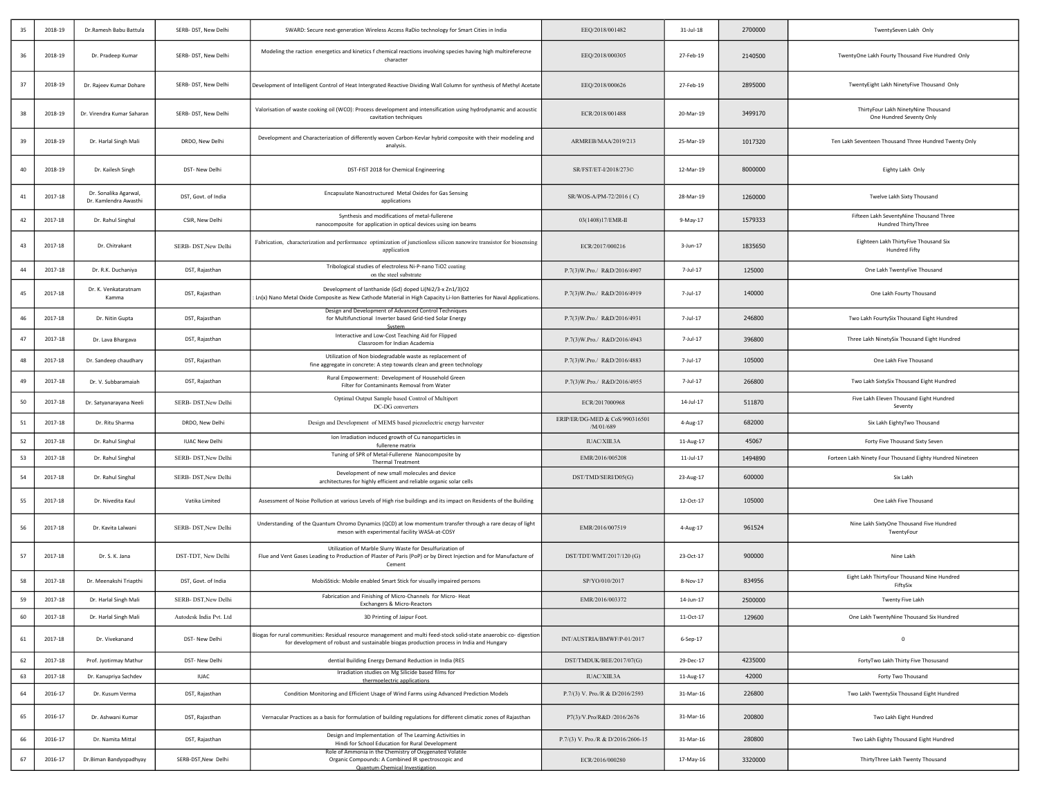| 35 | 2018-19 | Dr.Ramesh Babu Battula | SERB- DST, New Delhi | SWARD: Secure next-generation Wireless Access RaDio technology for Smart Cities in India | EEQ/2018/001482 | 31-Jul-18 | 2700000 | TwentySeven Lakh Only |
|---|---|---|---|---|---|---|---|---|
| 36 | 2018-19 | Dr. Pradeep Kumar | SERB- DST, New Delhi | Modeling the raction energetics and kinetics f chemical reactions involving species having high multireferecne character | EEQ/2018/000305 | 27-Feb-19 | 2140500 | TwentyOne Lakh Fourty Thousand Five Hundred Only |
| 37 | 2018-19 | Dr. Rajeev Kumar Dohare | SERB- DST, New Delhi | Development of Intelligent Control of Heat Intergrated Reactive Dividing Wall Column for synthesis of Methyl Acetate | EEQ/2018/000626 | 27-Feb-19 | 2895000 | TwentyEight Lakh NinetyFive Thousand Only |
| 38 | 2018-19 | Dr. Virendra Kumar Saharan | SERB- DST, New Delhi | Valorisation of waste cooking oil (WCO): Process development and intensification using hydrodynamic and acoustic cavitation techniques | ECR/2018/001488 | 20-Mar-19 | 3499170 | ThirtyFour Lakh NinetyNine Thousand One Hundred Seventy Only |
| 39 | 2018-19 | Dr. Harlal Singh Mali | DRDO, New Delhi | Development and Characterization of differently woven Carbon-Kevlar hybrid composite with their modeling and analysis. | ARMREB/MAA/2019/213 | 25-Mar-19 | 1017320 | Ten Lakh Seventeen Thousand Three Hundred Twenty Only |
| 40 | 2018-19 | Dr. Kailesh Singh | DST- New Delhi | DST-FIST 2018 for Chemical Engineering | SR/FST/ET-I/2018/273© | 12-Mar-19 | 8000000 | Eighty Lakh Only |
| 41 | 2017-18 | Dr. Sonalika Agarwal, Dr. Kamlendra Awasthi | DST, Govt. of India | Encapsulate Nanostructured Metal Oxides for Gas Sensing applications | SR/WOS-A/PM-72/2016 ( C) | 28-Mar-19 | 1260000 | Twelve Lakh Sixty Thousand |
| 42 | 2017-18 | Dr. Rahul Singhal | CSIR, New Delhi | Synthesis and modifications of metal-fullerene nanocomposite for application in optical devices using ion beams | 03(1408)17/EMR-II | 9-May-17 | 1579333 | Fifteen Lakh SeventyNine Thousand Three Hundred ThirtyThree |
| 43 | 2017-18 | Dr. Chitrakant | SERB- DST,New Delhi | Fabrication, characterization and performance optimization of junctionless silicon nanowire transistor for biosensing application | ECR/2017/000216 | 3-Jun-17 | 1835650 | Eighteen Lakh ThirtyFive Thousand Six Hundred Fifty |
| 44 | 2017-18 | Dr. R.K. Duchaniya | DST, Rajasthan | Tribological studies of electroless Ni-P-nano TiO2 coating on the steel substrate | P.7(3)W.Pro./ R&D/2016/4907 | 7-Jul-17 | 125000 | One Lakh TwentyFive Thousand |
| 45 | 2017-18 | Dr. K. Venkataratnam Kamma | DST, Rajasthan | Development of lanthanide (Gd) doped Li(Ni2/3-x Zn1/3)O2 : Ln(x) Nano Metal Oxide Composite as New Cathode Material in High Capacity Li-Ion Batteries for Naval Applications. | P.7(3)W.Pro./ R&D/2016/4919 | 7-Jul-17 | 140000 | One Lakh Fourty Thousand |
| 46 | 2017-18 | Dr. Nitin Gupta | DST, Rajasthan | Design and Development of Advanced Control Techniques for Multifunctional Inverter based Grid-tied Solar Energy System | P.7(3)W.Pro./ R&D/2016/4931 | 7-Jul-17 | 246800 | Two Lakh FourtySix Thousand Eight Hundred |
| 47 | 2017-18 | Dr. Lava Bhargava | DST, Rajasthan | Interactive and Low-Cost Teaching Aid for Flipped Classroom for Indian Academia | P.7(3)W.Pro./ R&D/2016/4943 | 7-Jul-17 | 396800 | Three Lakh NinetySix Thousand Eight Hundred |
| 48 | 2017-18 | Dr. Sandeep chaudhary | DST, Rajasthan | Utilization of Non biodegradable waste as replacement of fine aggregate in concrete: A step towards clean and green technology | P.7(3)W.Pro./ R&D/2016/4883 | 7-Jul-17 | 105000 | One Lakh Five Thousand |
| 49 | 2017-18 | Dr. V. Subbaramaiah | DST, Rajasthan | Rural Empowerment: Development of Household Green Filter for Contaminants Removal from Water | P.7(3)W.Pro./ R&D/2016/4955 | 7-Jul-17 | 266800 | Two Lakh SixtySix Thousand Eight Hundred |
| 50 | 2017-18 | Dr. Satyanarayana Neeli | SERB- DST,New Delhi | Optimal Output Sample based Control of Multiport DC-DG converters | ECR/2017000968 | 14-Jul-17 | 511870 | Five Lakh Eleven Thousand Eight Hundred Seventy |
| 51 | 2017-18 | Dr. Ritu Sharma | DRDO, New Delhi | Design and Development of MEMS based piezoelectric energy harvester | ERIP/ER/DG-MED & CoS/990316501 /M/01/689 | 4-Aug-17 | 682000 | Six Lakh EightyTwo Thousand |
| 52 | 2017-18 | Dr. Rahul Singhal | IUAC New Delhi | Ion Irradiation induced growth of Cu nanoparticles in fullerene matrix | IUAC/XIII.3A | 11-Aug-17 | 45067 | Forty Five Thousand Sixty Seven |
| 53 | 2017-18 | Dr. Rahul Singhal | SERB- DST,New Delhi | Tuning of SPR of Metal-Fullerene Nanocomposite by Thermal Treatment | EMR/2016/005208 | 11-Jul-17 | 1494890 | Forteen Lakh Ninety Four Thousand Eighty Hundred Nineteen |
| 54 | 2017-18 | Dr. Rahul Singhal | SERB- DST,New Delhi | Development of new small molecules and device architectures for highly efficient and reliable organic solar cells | DST/TMD/SERI/D05(G) | 23-Aug-17 | 600000 | Six Lakh |
| 55 | 2017-18 | Dr. Nivedita Kaul | Vatika Limited | Assessment of Noise Pollution at various Levels of High rise buildings and its impact on Residents of the Building | | 12-Oct-17 | 105000 | One Lakh Five Thousand |
| 56 | 2017-18 | Dr. Kavita Lalwani | SERB- DST,New Delhi | Understanding of the Quantum Chromo Dynamics (QCD) at low momentum transfer through a rare decay of light meson with experimental facility WASA-at-COSY | EMR/2016/007519 | 4-Aug-17 | 961524 | Nine Lakh SixtyOne Thousand Five Hundred TwentyFour |
| 57 | 2017-18 | Dr. S. K. Jana | DST-TDT, New Delhi | Utilization of Marble Slurry Waste for Desulfurization of Flue and Vent Gases Leading to Production of Plaster of Paris (PoP) or by Direct Injection and for Manufacture of Cement | DST/TDT/WMT/2017/120 (G) | 23-Oct-17 | 900000 | Nine Lakh |
| 58 | 2017-18 | Dr. Meenakshi Triapthi | DST, Govt. of India | MobiSStick: Mobile enabled Smart Stick for visually impaired persons | SP/YO/010/2017 | 8-Nov-17 | 834956 | Eight Lakh ThirtyFour Thousand Nine Hundred FiftySix |
| 59 | 2017-18 | Dr. Harlal Singh Mali | SERB- DST,New Delhi | Fabrication and Finishing of Micro-Channels for Micro- Heat Exchangers & Micro-Reactors | EMR/2016/003372 | 14-Jun-17 | 2500000 | Twenty Five Lakh |
| 60 | 2017-18 | Dr. Harlal Singh Mali | Autodesk India Pvt. Ltd | 3D Printing of Jaipur Foot. | | 11-Oct-17 | 129600 | One Lakh TwentyNine Thousand Six Hundred |
| 61 | 2017-18 | Dr. Vivekanand | DST- New Delhi | Biogas for rural communities: Residual resource management and multi feed-stock solid-state anaerobic co- digestion for development of robust and sustainable biogas production process in India and Hungary | INT/AUSTRIA/BMWF/P-01/2017 | 6-Sep-17 | | 0 |
| 62 | 2017-18 | Prof. Jyotirmay Mathur | DST- New Delhi | dential Building Energy Demand Reduction in India (RES | DST/TMDUK/BEE/2017/07(G) | 29-Dec-17 | 4235000 | FortyTwo Lakh Thirty Five Thosusand |
| 63 | 2017-18 | Dr. Kanupriya Sachdev | IUAC | Irradiation studies on Mg Silicide based films for thermoelectric applications | IUAC/XIII.3A | 11-Aug-17 | 42000 | Forty Two Thousand |
| 64 | 2016-17 | Dr. Kusum Verma | DST, Rajasthan | Condition Monitoring and Efficient Usage of Wind Farms using Advanced Prediction Models | P.7(3) V. Pro./R & D/2016/2593 | 31-Mar-16 | 226800 | Two Lakh TwentySix Thousand Eight Hundred |
| 65 | 2016-17 | Dr. Ashwani Kumar | DST, Rajasthan | Vernacular Practices as a basis for formulation of building regulations for different climatic zones of Rajasthan | P7(3)/V.Pro/R&D /2016/2676 | 31-Mar-16 | 200800 | Two Lakh Eight Hundred |
| 66 | 2016-17 | Dr. Namita Mittal | DST, Rajasthan | Design and Implementation of The Learning Activities in Hindi for School Education for Rural Development | P.7/(3) V. Pro./R & D/2016/2606-15 | 31-Mar-16 | 280800 | Two Lakh Eighty Thousand Eight Hundred |
| 67 | 2016-17 | Dr.Biman Bandyopadhyay | SERB-DST,New Delhi | Role of Ammonia in the Chemistry of Oxygenated Volatile Organic Compounds: A Combined IR spectroscopic and Quantum Chemical Investigation | ECR/2016/000280 | 17-May-16 | 3320000 | ThirtyThree Lakh Twenty Thousand |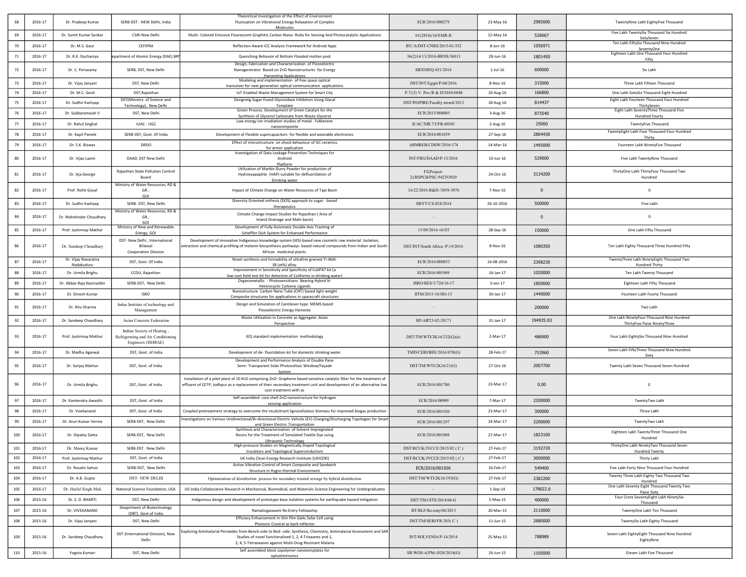| 68 | 2016-17 | Dr. Pradeep Kumar | SERB-DST - NEW Delhi, India | Theoretical Investigation of the Effect of Environment Fluctuation on Vibrational Energy Relaxation of Complex Molecules | ECR/2016/000279 | 23-May-16 | 2985000 | TwentyNine Lakh EightyFive Thousand |
|---|---|---|---|---|---|---|---|---|
| 69 | 2016-17 | Dr. Sumit Kumar Sonkar | CSIR-New Delhi | Multi- Colored Emissive Fluorescent Graphitic Carbon Nano- Roda for Sensing And Photocatalytic Applications | 01(2854)/16/EMR-II | 12-May-16 | 526667 | Five Lakh TwentySix Thousand Six Hundred SixtySeven |
| 70 | 2016-17 | Dr. M.S. Gaur | CEFIPRA | Reflection Aware ICC Analysis Framework for Android Apps | IFC/A/DST-CNRS/2015-01/332 | 8-Jun-16 | 1056971 | Ten Lakh FiftySix Thousand Nine Hundred SeventyOne |
| 71 | 2016-17 | Dr. R.K. Duchaniya | epartment of Atomic Energy (DAE) BRN | Quenching Behavior of Bottom Flooded molten pool | 36(2)14/13/2016-BRNS/36013 | 28-Jun-16 | 1801450 | Eighteen Lakh One Thousand Four Hundred Fifty |
| 72 | 2016-17 | Dr. C. Periasamy | SERB, DST, New Delhi | Design, Fabrication and Characterization of Piezoelectric Nanogenerator Based on ZnO Nanostructures for Energy Harvesting Applications | SB/EMEQ-451/2014 | 1-Jul-16 | 600000 | Six Lakh |
| 73 | 2016-17 | Dr. Vijay Janyani | DST, New Delhi | Modeling and implementation of free space optical tranceiver for next generation optical communication applications | DST/INT/Egypt/P-04/2016 | 8-Nov-16 | 315000 | Three Lakh Fifteen Thousand |
| 74 | 2016-17 | Dr. M.C. Govil | DST,Rajasthan | IoT Enabled Waste Management System for Smart City | P.7(3) V. Pro./R & D/2016/6048 | 10-Aug-16 | 166800 | One Lakh SixtySix Thousand Eight Hundred |
| 75 | 2016-17 | Dr. Sudhir Kashyap | DST(Ministry of Science and Technology), New Delhi | Designing Sugar-Fused Glycosidase Inhibitors Using Glycal Template | DST/INSPIRE/Faculty award/2012 | 18-Aug-16 | 814437 | Eight Lakh Fourteen Thousand Four Hundred ThirtySeven |
| 76 | 2016-17 | Dr. Subbaramaiah V | DST, New Delhi | Green Process: Development of Green Catalyst for the Synthesis of Glycerol Carbonate from Waste Glycerol | ECR/2015/000085 | 3-Aug-16 | 873540 | Eight Lakh SeventyThree Thousand Five Hundred Fourty |
| 77 | 2016-17 | Dr. Rahul Singhal | IUAC - UGC | Low energy ion irradiation studies of metal - fukkerene nanocomposite | IUAC/XIII.7/UFR-60301 | 2-Aug-16 | 25000 | TwentyFive Thousand |
| 78 | 2016-17 | Dr. Kapil Pareek | SERB-DST, Govt. Of India | Development of Flexible supercapacitors for flexible and wearable electronics | ECR/2016/001039 | 27-Sep-16 | 2804430 | TwentyEight Lakh Four Thousand Four Hundred Thirty |
| 79 | 2016-17 | Dr. S.K. Biswas | DRDO | Effect of microstructure on shock behaviour of SiC ceramics for armor application | ARMREB/CDSW/2016/174 | 14-Mar-16 | 1495000 | Fourteen Lakh NinetyFive Thousand |
| 80 | 2016-17 | Dr. Vijay Laxmi | DAAD, DST New Delhi | Investigation of Data Leakage Prevention Techniques for Android Platform | INT/FRG/DAAD/P-13/2016 | 10-Jun-16 | 529000 | Five Lakh TwentyNine Thousand |
| 81 | 2016-17 | Dr. Sija George | Rajasthan State Pollution Control Board | Utilization of Marble Slurry Powder for production of Hydroxyapatite (HAP) suitable for defluoridation of Drinking water | F2(Project-2)/RSPCB/PSC/942TO929 | 24-Oct-16 | 3134200 | ThirtyOne Lakh ThirtyFour Thousand Two Hundred |
| 82 | 2016-17 | Prof. Rohit Goyal | Ministry of Water Resources, RD & GR , GOI | Impact of Climate Change on Water Resources of Tapi Basin | 16/22/2016-R&D /3059-3076 | 7-Nov-16 | 0 | 0 |
| 83 | 2016-17 | Dr. Sudhir Kashyap | SERB- DST, New Delhi | Diversity Oriented snthesis (DOS) approach to sugar - based therapeutics | SB/FT/CS-024/2014 | 26-10-2016 | 500000 | Five Lakh |
| 84 | 2016-17 | Dr. Mahehnder Choudhary | Ministry of Water Resources, RD & GR , GOI | Climate Change Impact Studies for Rajasthan ( Area of Inland Drainage and Mahi basin) | - | | 0 | 0 |
| 85 | 2016-17 | Prof. Jyotirmay Mathur | Ministry of New and Renewable Energy, GOI | Development of Fully Automatic Double-Axis Tracking of Scheffler Dish System for Enhanced Performance | 15/09/2016-16/ST | 28-Sep-16 | 150000 | One Lakh Fifty Thousand |
| 86 | 2016-17 | Dr. Sandeep Choudhary | DST- New Delhi , International Bilateal Cooperation Division | Development of innovative Indigenous knowledge system (IKS)-based new cosmetic raw material: Isolation, extraction and chemical profiling of melanin biosynthesis pathways- based natural compounds from Indian and South-African medicinal plants. | DST/INT/South Africa /P-19/2016 | 8-Nov-16 | 1080350 | Ten Lakh Eighty Thousand Three Hundred Fifty |
| 87 | 2016-17 | Dr. Vijay Navaratna Nadakuduru | DST, Govt. Of India | Novel synthesis and formability of ultrafine grained Ti-46Al-1B (at%) alloy. | ECR/2016/000853 | 16-08-2016 | 2398230 | TwentyThree Lakh NinetyEight Thousand Two Hundred Thirty |
| 88 | 2016-17 | Dr. Urmila Brighu | CCDU, Rajasthan | Improvement in Sensitivity and Specificity of ColiPAT kit (a low-cost field test kit for detection of Coliforms in drinking water) | ECR/2016/001909 | 16-Jan-17 | 1020000 | Ten Lakh Twenty Thousand |
| 89 | 2016-17 | Dr. Abbas Raja Naziruddin | SERB-DST, New Delhi | Organometallic - Photosensitizers Bearing Hybird N-Heterocyclic Carbene Ligands | ISRO/RES/3/724/16-17 | 3-Jan-17 | 1850000 | Eighteen Lakh Fifty Thousand |
| 90 | 2016-17 | Dr. Dinesh Kumar | ISRO | Nanostructure Carbon Nano Tube (CNT) based light weight Composite structures for applications in spacecraft structures | IITM/2015-16/HO-15 | 30-Jan-17 | 1440000 | Fourteen Lakh Fourty Thousand |
| 91 | 2016-17 | Dr. Ritu Sharma | Indus Institute of technology and Management | Design and Simulation of Cantilever-type MEMS based Piezoelectric Energy Harveste | - | | 200000 | Two Lakh |
| 92 | 2016-17 | Dr. Sandeep Chaudhary | Asian Concrete Federation | Waste Utilization in Concrete as Aggregate: Asian Perspective | RP-AIP23-02-20171 | 31-Jan-17 | 194935.93 | One Lakh NinetyFour Thousand Nine Hundred ThirtyFive Paise NinetyThree |
| 93 | 2016-17 | Prof. Jyotirmay Mathur | Indian Society of Heating , Refrigerating and Air Conditioning Engineers (ISHRAE) | IEQ standard implementation methodology | DST/TM/WTI/2K16/232(G)(a) | 2-Mar-17 | 486900 | Four Lakh EightySix Thousand Nine Hundred |
| 94 | 2016-17 | Dr. Madhu Agarwal | DST, Govt. of India | Development of de- fluoridation kit for domestic drinking water | TMD/CERI/BEE/2016/070(G) | 28-Feb-17 | 753960 | Seven Lakh FiftyThree Thousand Nine Hundred Sixty |
| 95 | 2016-17 | Dr. Sanjay Mathur | DST, Govt. of India | Development and Performance Analysis of Double Pane Semi- Transparent Solar Photovoltaic Window/Façade System | DST/TM/WTI/2K16/21(G) | 27-Oct-16 | 2007700 | Twenty Lakh Seven Thousand Seven Hundred |
| 96 | 2016-17 | Dr. Urmila Brighu | DST, Govt. of India | Installation of a pilot plant of 10 KLD comprising ZnO- Graphene based sensitive catalytic filter for the treatment of effluent of CETP, Jodhpur as a replacement of their secondary treatment unit and development of an alternative low cost treatment with ac | ECR/2016/001780 | 23-Mar-17 | 0.00 | 0 |
| 97 | 2016-17 | Dr. Kamlendra Awasthi | DST, Govt. of India | Self-assembled core shell ZnO nanostructure for hydrogen sensing application | ECR/2016/00989 | 7-Mar-17 | 2200000 | TwentyTwo Lakh |
| 98 | 2016-17 | Dr. Vivekanand | DST, Govt. of India | Coupled pretreatment strategy to overcome the recalcitrant lignocellulosic biomass for improved biogas production | ECR/2016/001920 | 23-Mar-17 | 300000 | Three Lakh |
| 99 | 2016-17 | Dr. Arun Kumar Verma | SERB-DST, New Delhi | Investigations on Various Unidirectional/Bi-directional Electric Vehicle (EV) Charging/Discharging Topologies for Smart and Green Electric Transportation | ECR/2016/001297 | 24-Mar-17 | 2200000 | TwentyTwo Lakh |
| 100 | 2016-17 | Dr. Dipaloy Datta | SERB-DST, New Delhi | Synthesis and Characterization of Solvent Impregnated Resins for the Treatment of Simulated Textile Dye using Ultrasonic Technology | ECR/2016/001888 | 27-Mar-17 | 1823100 | Eighteen Lakh TwentyThree Thousand One Hundred |
| 101 | 2016-17 | Dr. Manoj Kumar | SERB-DST, New Delhi | High-pressure Studies on Magnetically Doped Topological Insulators and Topological Superconductors | DST/RCUK/JVCCE/2015/02 ( C ) | 27-Feb-17 | 3192720 | ThirtyOne Lakh NinetyTwo Thousand Seven Hundred Twenty |
| 102 | 2016-17 | Prof. Jyotirmay Mathur | DST, Govt. of India | UK India Clean Energy Research Institute (UKICERI) | DST/RCUK/JVCCE/2015/02 ( C ) | 27-Feb-17 | 3000000 | Thirty Lakh |
| 103 | 2016-17 | Dr. Rosalin Sahoo | SERB-DST, New Delhi | Active Vibration Control of Smart Composite and Sandwich Structure in Hygro-thermal Environment | ECR/2016/001926 | 16-Feb-17 | 549400 | Five Lakh Forty Nine Thousand Four Hundred |
| 104 | 2016-17 | Dr. A.B. Gupta | DST- NEW DELHI | Optimization of disinfection process for secondary treated sewage by hybrid disinfection | DST/TM/WTI/2K16/193(G) | 27-Feb-17 | 2382200 | Twenty Three Lakh Eighty Two Thousand Two Hundred |
| 105 | 2016-17 | Dr. Harlal Singh Mali | National Science Foundation, USA | US-India Collaborative Research in Mechanical, Biomedical, and Materials Science Engineering for Undergraduates | - | 1-Sep-14 | 178022.6 | One Lakh Seventy Eight Thousand Twenty Two Paise Sixty |
| 106 | 2015-16 | Dr. S. D. BHARTI | DST, New Delhi | Indigenous design and development of prototype base isolation systems for earthquake hazard mitigation | DST/TSG/STS/2014/66-G | 5-May-15 | 400000 | Four Crore SeventyEight Lakh NinetySix Thousand |
| 107 | 2015-16 | Dr. VIVEKANAND | Deaprtment of Biotechnology (DBT) Govt of India | Ramalingaswami Re-Entry Fellowship | BT/RLF/Re-enty/04/2013 | 20-Mar-15 | 2110000 | TwentyOne Lakh Ten Thousand |
| 108 | 2015-16 | Dr. Vijay Janyani | DST, New Delhi | Efficiecy Enhancement in thin film GaAs Solar Cell using Photonic Crystal as back reflector | DST/TM/SERI/FR/203( C ) | 11-Jun-15 | 2680000 | TwentySix Lakh Eighty Thousand |
| 109 | 2015-16 | Dr. Sandeep Chaudhary | DST (International Division), New Delhi | Exploring Antimalarial Peroxides from Bench-side to Bed- side: Synthesis, Chemistry, Antimalarial Assessment and SAR Studies of novel functionalized 1, 2, 4-Trioxanes and 1, 2, 4, 5-Tetraoxanes against Multi-Drug Resistant Malaria | INT/SOLVENIA/P-14/2014 | 25-May-15 | 788989 | Seven Lakh EightyEight Thousand Nine Hundred EightyNine |
| 110 | 2015-16 | Yogota Kumari | DST, New Delhi | Self assembled block copolymer nanotemplates for optoelectronics | SR/WOS-A/PM-1028/2014(G) | 26-Jun-15 | 1105000 | Eleven Lakh Five Thousand |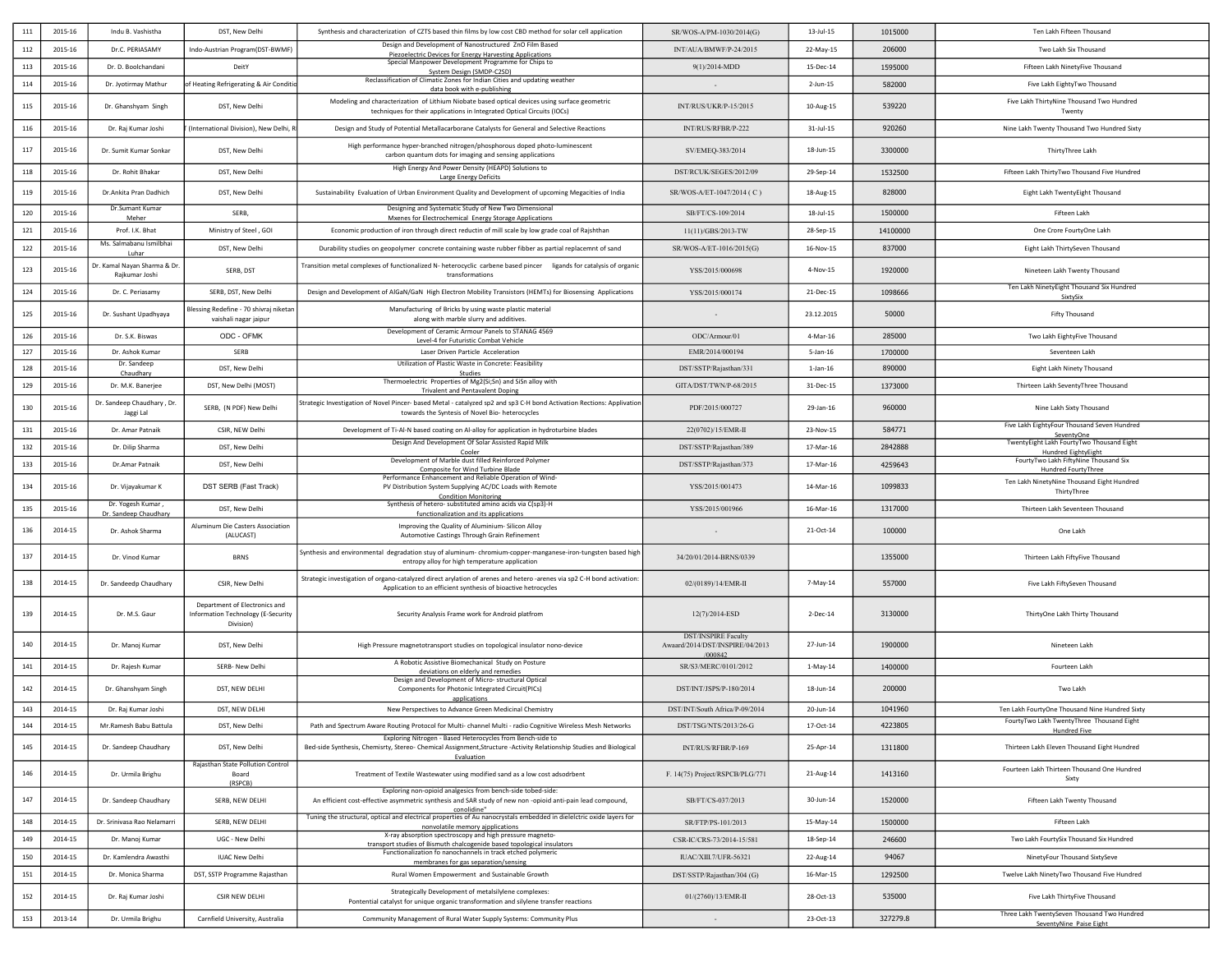| | | | | | | | | |
|---|---|---|---|---|---|---|---|---|
| 111 | 2015-16 | Indu B. Vashistha | DST, New Delhi | Synthesis and characterization of CZTS based thin films by low cost CBD method for solar cell application | SR/WOS-A/PM-1030/2014(G) | 13-Jul-15 | 1015000 | Ten Lakh Fifteen Thousand |
| 112 | 2015-16 | Dr.C. PERIASAMY | Indo-Austrian Program(DST-BWMF) | Design and Development of Nanostructured ZnO Film Based Piezoelectric Devices for Energy Harvesting Applications | INT/AUA/BMWF/P-24/2015 | 22-May-15 | 206000 | Two Lakh Six Thousand |
| 113 | 2015-16 | Dr. D. Boolchandani | DeitY | Special Manpower Development Programme for Chips to System Design (SMDP-C2SD) | 9(1)/2014-MDD | 15-Dec-14 | 1595000 | Fifteen Lakh NinetyFive Thousand |
| 114 | 2015-16 | Dr. Jyotirmay Mathur | of Heating Refrigerating & Air Conditio | Reclassification of Climatic Zones for Indian Cities and updating weather data book with e-publishing | - | 2-Jun-15 | 582000 | Five Lakh EightyTwo Thousand |
| 115 | 2015-16 | Dr. Ghanshyam Singh | DST, New Delhi | Modeling and characterization of Lithium Niobate based optical devices using surface geometric techniques for their applications in Integrated Optical Circuits (IOCs) | INT/RUS/UKR/P-15/2015 | 10-Aug-15 | 539220 | Five Lakh ThirtyNine Thousand Two Hundred Twenty |
| 116 | 2015-16 | Dr. Raj Kumar Joshi | (International Division), New Delhi, R | Design and Study of Potential Metallacarborane Catalysts for General and Selective Reactions | INT/RUS/RFBR/P-222 | 31-Jul-15 | 920260 | Nine Lakh Twenty Thousand Two Hundred Sixty |
| 117 | 2015-16 | Dr. Sumit Kumar Sonkar | DST, New Delhi | High performance hyper-branched nitrogen/phosphorous doped photo-luminescent carbon quantum dots for imaging and sensing applications | SV/EMEQ-383/2014 | 18-Jun-15 | 3300000 | ThirtyThree Lakh |
| 118 | 2015-16 | Dr. Rohit Bhakar | DST, New Delhi | High Energy And Power Density (HEAPD) Solutions to Large Energy Deficits | DST/RCUK/SEGES/2012/09 | 29-Sep-14 | 1532500 | Fifteen Lakh ThirtyTwo Thousand Five Hundred |
| 119 | 2015-16 | Dr.Ankita Pran Dadhich | DST, New Delhi | Sustainability Evaluation of Urban Environment Quality and Development of upcoming Megacities of India | SR/WOS-A/ET-1047/2014 ( C ) | 18-Aug-15 | 828000 | Eight Lakh TwentyEight Thousand |
| 120 | 2015-16 | Dr.Sumant Kumar Meher | SERB, | Designing and Systematic Study of New Two Dimensional Mxenes for Electrochemical Energy Storage Applications | SB/FT/CS-109/2014 | 18-Jul-15 | 1500000 | Fifteen Lakh |
| 121 | 2015-16 | Prof. I.K. Bhat | Ministry of Steel , GOI | Economic production of iron through direct reductin of mill scale by low grade coal of Rajshthan | 11(11)/GBS/2013-TW | 28-Sep-15 | 14100000 | One Crore FourtyOne Lakh |
| 122 | 2015-16 | Ms. Salmabanu Ismilbhai Luhar | DST, New Delhi | Durability studies on geopolymer concrete containing waste rubber fibber as partial replacemnt of sand | SR/WOS-A/ET-1016/2015(G) | 16-Nov-15 | 837000 | Eight Lakh ThirtySeven Thousand |
| 123 | 2015-16 | Dr. Kamal Nayan Sharma & Dr. Rajkumar Joshi | SERB, DST | Transition metal complexes of functionalized N- heterocyclic carbene based pincer ligands for catalysis of organic transformations | YSS/2015/000698 | 4-Nov-15 | 1920000 | Nineteen Lakh Twenty Thousand |
| 124 | 2015-16 | Dr. C. Periasamy | SERB, DST, New Delhi | Design and Development of AlGaN/GaN High Electron Mobility Transistors (HEMTs) for Biosensing Applications | YSS/2015/000174 | 21-Dec-15 | 1098666 | Ten Lakh NinetyEight Thousand Six Hundred SixtySix |
| 125 | 2015-16 | Dr. Sushant Upadhyaya | Blessing Redefine - 70 shivraj niketan vaishali nagar jaipur | Manufacturing of Bricks by using waste plastic material along with marble slurry and additives. | - | 23.12.2015 | 50000 | Fifty Thousand |
| 126 | 2015-16 | Dr. S.K. Biswas | ODC - OFMK | Development of Ceramic Armour Panels to STANAG 4569 Level-4 for Futuristic Combat Vehicle | ODC/Armour/01 | 4-Mar-16 | 285000 | Two Lakh EightyFive Thousand |
| 127 | 2015-16 | Dr. Ashok Kumar | SERB | Laser Driven Particle Acceleration | EMR/2014/000194 | 5-Jan-16 | 1700000 | Seventeen Lakh |
| 128 | 2015-16 | Dr. Sandeep Chaudhary | DST, New Delhi | Utilization of Plastic Waste in Concrete: Feasibility Studies | DST/SSTP/Rajasthan/331 | 1-Jan-16 | 890000 | Eight Lakh Ninety Thousand |
| 129 | 2015-16 | Dr. M.K. Banerjee | DST, New Delhi (MOST) | Thermoelectric Properties of Mg2(Si;Sn) and SiSn alloy with Trivalent and Pentavalent Doping | GITA/DST/TWN/P-68/2015 | 31-Dec-15 | 1373000 | Thirteen Lakh SeventyThree Thousand |
| 130 | 2015-16 | Dr. Sandeep Chaudhary , Dr. Jaggi Lal | SERB, (N PDF) New Delhi | Strategic Investigation of Novel Pincer- based Metal - catalyzed sp2 and sp3 C-H bond Activation Rections: Applivation towards the Syntesis of Novel Bio- heterocycles | PDF/2015/000727 | 29-Jan-16 | 960000 | Nine Lakh Sixty Thousand |
| 131 | 2015-16 | Dr. Amar Patnaik | CSIR, NEW Delhi | Development of Ti-Al-N based coating on Al-alloy for application in hydroturbine blades | 22(0702)/15/EMR-II | 23-Nov-15 | 584771 | Five Lakh EightyFour Thousand Seven Hundred SeventyOne |
| 132 | 2015-16 | Dr. Dilip Sharma | DST, New Delhi | Design And Development Of Solar Assisted Rapid Milk Cooler | DST/SSTP/Rajasthan/389 | 17-Mar-16 | 2842888 | TwentyEight Lakh FourtyTwo Thousand Eight Hundred EightyEight |
| 133 | 2015-16 | Dr.Amar Patnaik | DST, New Delhi | Development of Marble dust filled Reinforced Polymer Composite for Wind Turbine Blade | DST/SSTP/Rajasthan/373 | 17-Mar-16 | 4259643 | FourtyTwo Lakh FiftyNine Thousand Six Hundred FourtyThree |
| 134 | 2015-16 | Dr. Vijayakumar K | DST SERB (Fast Track) | Performance Enhancement and Reliable Operation of Wind-PV Distribution System Supplying AC/DC Loads with Remote Condition Monitoring | YSS/2015/001473 | 14-Mar-16 | 1099833 | Ten Lakh NinetyNine Thousand Eight Hundred ThirtyThree |
| 135 | 2015-16 | Dr. Yogesh Kumar , Dr. Sandeep Chaudhary | DST, New Delhi | Synthesis of hetero- substituted amino acids via C(sp3)-H functionalization and its applications | YSS/2015/001966 | 16-Mar-16 | 1317000 | Thirteen Lakh Seventeen Thousand |
| 136 | 2014-15 | Dr. Ashok Sharma | Aluminum Die Casters Association (ALUCAST) | Improving the Quality of Aluminium- Silicon Alloy Automotive Castings Through Grain Refinement | - | 21-Oct-14 | 100000 | One Lakh |
| 137 | 2014-15 | Dr. Vinod Kumar | BRNS | Synthesis and environmental degradation stuy of aluminum- chromium-copper-manganese-iron-tungsten based high entropy alloy for high temperature application | 34/20/01/2014-BRNS/0339 | | 1355000 | Thirteen Lakh FiftyFive Thousand |
| 138 | 2014-15 | Dr. Sandeedp Chaudhary | CSIR, New Delhi | Strategic investigation of organo-catalyzed direct arylation of arenes and hetero -arenes via sp2 C-H bond activation: Application to an efficient synthesis of bioactive hetrocycles | 02/(0189)/14/EMR-II | 7-May-14 | 557000 | Five Lakh FiftySeven Thousand |
| 139 | 2014-15 | Dr. M.S. Gaur | Department of Electronics and Information Technology (E-Security Division) | Security Analysis Frame work for Android platfrom | 12(7)/2014-ESD | 2-Dec-14 | 3130000 | ThirtyOne Lakh Thirty Thousand |
| 140 | 2014-15 | Dr. Manoj Kumar | DST, New Delhi | High Pressure magnetotransport studies on topological insulator nono-device | DST/INSPIRE Faculty Awaard/2014/DST/INSPIRE/04/2013 /000842 | 27-Jun-14 | 1900000 | Nineteen Lakh |
| 141 | 2014-15 | Dr. Rajesh Kumar | SERB- New Delhi | A Robotic Assistive Biomechanical Study on Posture deviations on elderly and remedies | SR/S3/MERC/0101/2012 | 1-May-14 | 1400000 | Fourteen Lakh |
| 142 | 2014-15 | Dr. Ghanshyam Singh | DST, NEW DELHI | Design and Development of Micro- structural Optical Components for Photonic Integrated Circuit(PICs) applications | DST/INT/JSPS/P-180/2014 | 18-Jun-14 | 200000 | Two Lakh |
| 143 | 2014-15 | Dr. Raj Kumar Joshi | DST, NEW DELHI | New Perspectives to Advance Green Medicinal Chemistry | DST/INT/South Africa/P-09/2014 | 20-Jun-14 | 1041960 | Ten Lakh FourtyOne Thousand Nine Hundred Sixty |
| 144 | 2014-15 | Mr.Ramesh Babu Battula | DST, New Delhi | Path and Spectrum Aware Routing Protocol for Multi- channel Multi - radio Cognitive Wireless Mesh Networks | DST/TSG/NTS/2013/26-G | 17-Oct-14 | 4223805 | FourtyTwo Lakh TwentyThree Thousand Eight Hundred Five |
| 145 | 2014-15 | Dr. Sandeep Chaudhary | DST, New Delhi | Exploring Nitrogen - Based Heterocycles from Bench-side to Bed-side Synthesis, Chemisrty, Stereo- Chemical Assignment,Structure -Activity Relationship Studies and Biological Evaluation | INT/RUS/RFBR/P-169 | 25-Apr-14 | 1311800 | Thirteen Lakh Eleven Thousand Eight Hundred |
| 146 | 2014-15 | Dr. Urmila Brighu | Rajasthan State Pollution Control Board (RSPCB) | Treatment of Textile Wastewater using modified sand as a low cost adsodrbent | F. 14(75) Project/RSPCB/PLG/771 | 21-Aug-14 | 1413160 | Fourteen Lakh Thirteen Thousand One Hundred Sixty |
| 147 | 2014-15 | Dr. Sandeep Chaudhary | SERB, NEW DELHI | Exploring non-opioid analgesics from bench-side tobed-side: An efficient cost-effective asymmetric synthesis and SAR study of new non -opioid anti-pain lead compound, conolidine" | SB/FT/CS-037/2013 | 30-Jun-14 | 1520000 | Fifteen Lakh Twenty Thousand |
| 148 | 2014-15 | Dr. Srinivasa Rao Nelamarri | SERB, NEW DELHI | Tuning the structural, optical and electrical properties of Au nanocrystals embedded in dielelctric oxide layers for nonvolatile memory ajpplications | SR/FTP/PS-101/2013 | 15-May-14 | 1500000 | Fifteen Lakh |
| 149 | 2014-15 | Dr. Manoj Kumar | UGC - New Delhi | X-ray absorption spectroscopy and high pressure magneto-transport studies of Bismuth chalcogenide based topological insulators | CSR-IC/CRS-73/2014-15/581 | 18-Sep-14 | 246600 | Two Lakh FourtySix Thousand Six Hundred |
| 150 | 2014-15 | Dr. Kamlendra Awasthi | IUAC New Delhi | Functionalization fo nanochannels in track etched polymeric membranes for gas separation/sensing | IUAC/XIII.7/UFR-56321 | 22-Aug-14 | 94067 | NinetyFour Thousand SixtySeve |
| 151 | 2014-15 | Dr. Monica Sharma | DST, SSTP Programme Rajasthan | Rural Women Empowerment and Sustainable Growth | DST/SSTP/Rajasthan/304 (G) | 16-Mar-15 | 1292500 | Twelve Lakh NinetyTwo Thousand Five Hundred |
| 152 | 2014-15 | Dr. Raj Kumar Joshi | CSIR NEW DELHI | Strategically Development of metalsilylene complexes: Pontential catalyst for unique organic transformation and silylene transfer reactions | 01/(2760)/13/EMR-II | 28-Oct-13 | 535000 | Five Lakh ThirtyFive Thousand |
| 153 | 2013-14 | Dr. Urmila Brighu | Carnfield University, Australia | Community Management of Rural Water Supply Systems: Community Plus | - | 23-Oct-13 | 327279.8 | Three Lakh TwentySeven Thousand Two Hundred SeventyNine Paise Eight |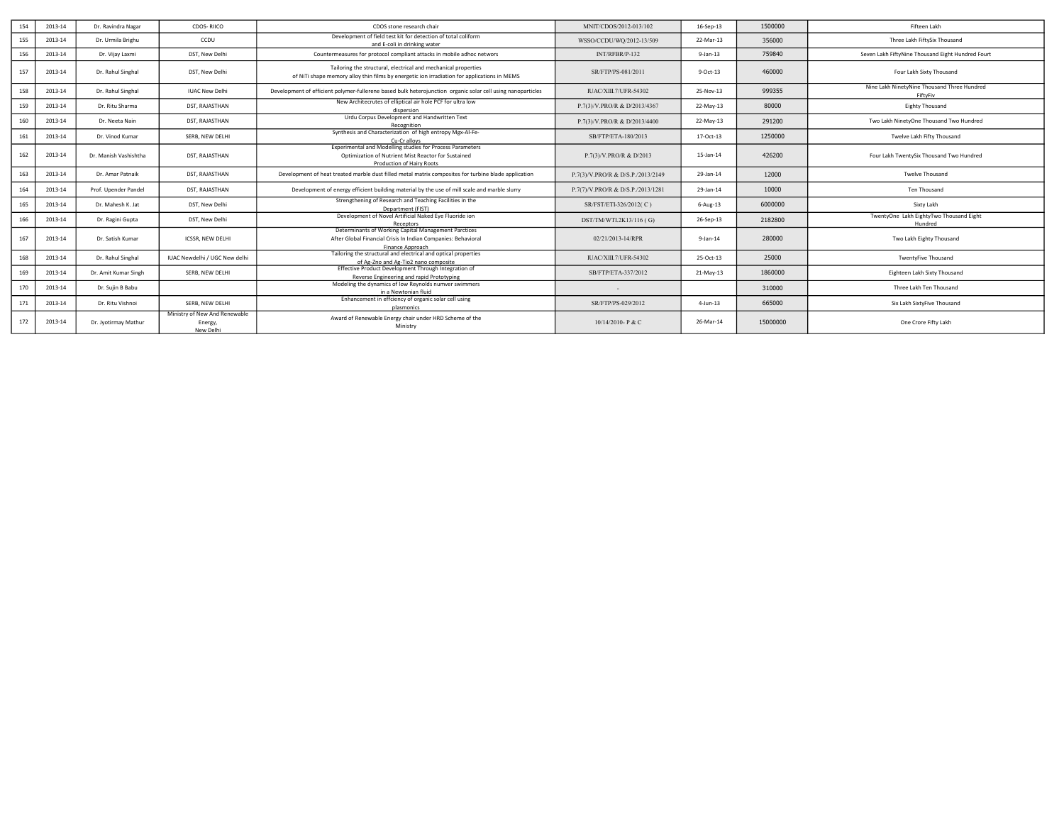| | | | | | | | | |
|---|---|---|---|---|---|---|---|---|
| 154 | 2013-14 | Dr. Ravindra Nagar | CDOS- RIICO | CDOS stone research chair | MNIT/CDOS/2012-013/102 | 16-Sep-13 | 1500000 | Fifteen Lakh |
| 155 | 2013-14 | Dr. Urmila Brighu | CCDU | Development of field test kit for detection of total coliform and E-coli in drinking water | WSSO/CCDU/WQ/2012-13/509 | 22-Mar-13 | 356000 | Three Lakh FiftySix Thousand |
| 156 | 2013-14 | Dr. Vijay Laxmi | DST, New Delhi | Countermeasures for protocol compliant attacks in mobile adhoc networs | INT/RFBR/P-132 | 9-Jan-13 | 759840 | Seven Lakh FiftyNine Thousand Eight Hundred Fourt |
| 157 | 2013-14 | Dr. Rahul Singhal | DST, New Delhi | Tailoring the structural, electrical and mechanical properties of NiTi shape memory alloy thin films by energetic ion irradiation for applications in MEMS | SR/FTP/PS-081/2011 | 9-Oct-13 | 460000 | Four Lakh Sixty Thousand |
| 158 | 2013-14 | Dr. Rahul Singhal | IUAC New Delhi | Development of efficient polymer-fullerene based bulk heterojunction organic solar cell using nanoparticles | IUAC/XIII.7/UFR-54302 | 25-Nov-13 | 999355 | Nine Lakh NinetyNine Thousand Three Hundred FiftyFiv |
| 159 | 2013-14 | Dr. Ritu Sharma | DST, RAJASTHAN | New Architecrutes of elliptical air hole PCF for ultra low dispersion | P.7(3)/V.PRO/R & D/2013/4367 | 22-May-13 | 80000 | Eighty Thousand |
| 160 | 2013-14 | Dr. Neeta Nain | DST, RAJASTHAN | Urdu Corpus Development and Handwritten Text Recognition | P.7(3)/V.PRO/R & D/2013/4400 | 22-May-13 | 291200 | Two Lakh NinetyOne Thousand Two Hundred |
| 161 | 2013-14 | Dr. Vinod Kumar | SERB, NEW DELHI | Synthesis and Characterization of high entropy Mgx-Al-Fe-Cu-Cr alloys | SB/FTP/ETA-180/2013 | 17-Oct-13 | 1250000 | Twelve Lakh Fifty Thousand |
| 162 | 2013-14 | Dr. Manish Vashishtha | DST, RAJASTHAN | Experimental and Modelling studies for Process Parameters Optimization of Nutrient Mist Reactor for Sustained Production of Hairy Roots | P.7(3)/V.PRO/R & D/2013 | 15-Jan-14 | 426200 | Four Lakh TwentySix Thousand Two Hundred |
| 163 | 2013-14 | Dr. Amar Patnaik | DST, RAJASTHAN | Development of heat treated marble dust filled metal matrix composites for turbine blade application | P.7(3)/V.PRO/R & D/S.P./2013/2149 | 29-Jan-14 | 12000 | Twelve Thousand |
| 164 | 2013-14 | Prof. Upender Pandel | DST, RAJASTHAN | Development of energy efficient building material by the use of mill scale and marble slurry | P.7(7)/V.PRO/R & D/S.P./2013/1281 | 29-Jan-14 | 10000 | Ten Thousand |
| 165 | 2013-14 | Dr. Mahesh K. Jat | DST, New Delhi | Strengthening of Research and Teaching Facilities in the Department (FIST) | SR/FST/ETI-326/2012( C ) | 6-Aug-13 | 6000000 | Sixty Lakh |
| 166 | 2013-14 | Dr. Ragini Gupta | DST, New Delhi | Development of Novel Artificial Naked Eye Fluoride ion Receptors | DST/TM/WTI.2K13/116 ( G) | 26-Sep-13 | 2182800 | TwentyOne Lakh EightyTwo Thousand Eight Hundred |
| 167 | 2013-14 | Dr. Satish Kumar | ICSSR, NEW DELHI | Determinants of Working Capital Management Parctices After Global Financial Crisis In Indian Companies: Behavioral Finance Approach | 02/21/2013-14/RPR | 9-Jan-14 | 280000 | Two Lakh Eighty Thousand |
| 168 | 2013-14 | Dr. Rahul Singhal | IUAC Newdelhi / UGC New delhi | Tailoring the structural and electrical and optical properties of Ag-Zno and Ag-Tio2 nano composite | IUAC/XIII.7/UFR-54302 | 25-Oct-13 | 25000 | TwentyFive Thousand |
| 169 | 2013-14 | Dr. Amit Kumar Singh | SERB, NEW DELHI | Effective Product Development Through Integration of Reverse Engineering and rapid Prototyping | SB/FTP/ETA-337/2012 | 21-May-13 | 1860000 | Eighteen Lakh Sixty Thousand |
| 170 | 2013-14 | Dr. Sujin B Babu | | Modeling the dynamics of low Reynolds numver swimmers in a Newtonian fluid | - | | 310000 | Three Lakh Ten Thousand |
| 171 | 2013-14 | Dr. Ritu Vishnoi | SERB, NEW DELHI | Enhancement in effciency of organic solar cell using plasmonics | SR/FTP/PS-029/2012 | 4-Jun-13 | 665000 | Six Lakh SixtyFive Thousand |
| 172 | 2013-14 | Dr. Jyotirmay Mathur | Ministry of New And Renewable Energy, New Delhi | Award of Renewable Energy chair under HRD Scheme of the Ministry | 10/14/2010- P & C | 26-Mar-14 | 15000000 | One Crore Fifty Lakh |